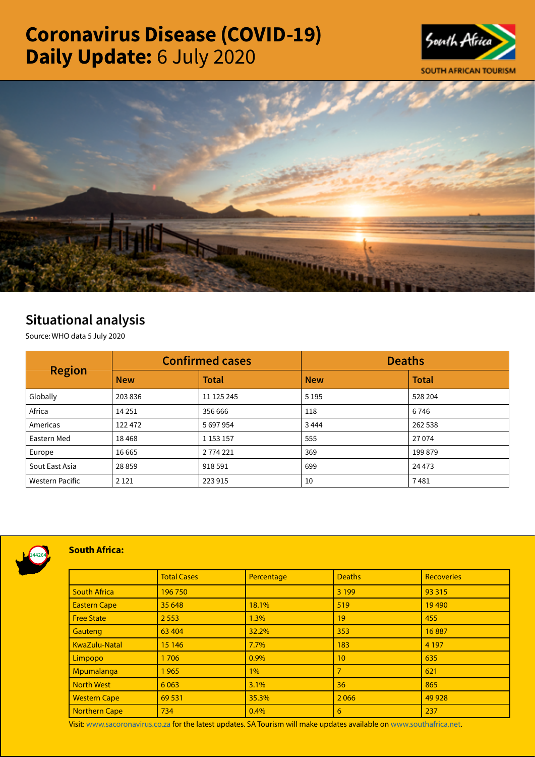# Coronavirus Disease (COVID-19) Daily Update: 6 July 2020

SOUTH AFRICAN TOURISM

## Situational analysis

Source: WHO data 5 July 2020

| Region | Confirmed cases | | Deaths | |
|---|---|---|---|---|
| | New | Total | New | Total |
| Globally | 203 836 | 11 125 245 | 5 195 | 528 204 |
| Africa | 14 251 | 356 666 | 118 | 6 746 |
| Americas | 122 472 | 5 697 954 | 3 444 | 262 538 |
| Eastern Med | 18 468 | 1 153 157 | 555 | 27 074 |
| Europe | 16 665 | 2 774 221 | 369 | 199 879 |
| Sout East Asia | 28 859 | 918 591 | 699 | 24 473 |
| Western Pacific | 2 121 | 223 915 | 10 | 7 481 |

144264

### South Africa:

| | Total Cases | Percentage | Deaths | Recoveries |
|---|---|---|---|---|
| South Africa | 196 750 | | 3 199 | 93 315 |
| Eastern Cape | 35 648 | 18.1% | 519 | 19 490 |
| Free State | 2 553 | 1.3% | 19 | 455 |
| Gauteng | 63 404 | 32.2% | 353 | 16 887 |
| KwaZulu-Natal | 15 146 | 7.7% | 183 | 4 197 |
| Limpopo | 1 706 | 0.9% | 10 | 635 |
| Mpumalanga | 1 965 | 1% | 7 | 621 |
| North West | 6 063 | 3.1% | 36 | 865 |
| Western Cape | 69 531 | 35.3% | 2 066 | 49 928 |
| Northern Cape | 734 | 0.4% | 6 | 237 |

Visit: www.sacoronavirus.co.za for the latest updates. SA Tourism will make updates available on www.southafrica.net.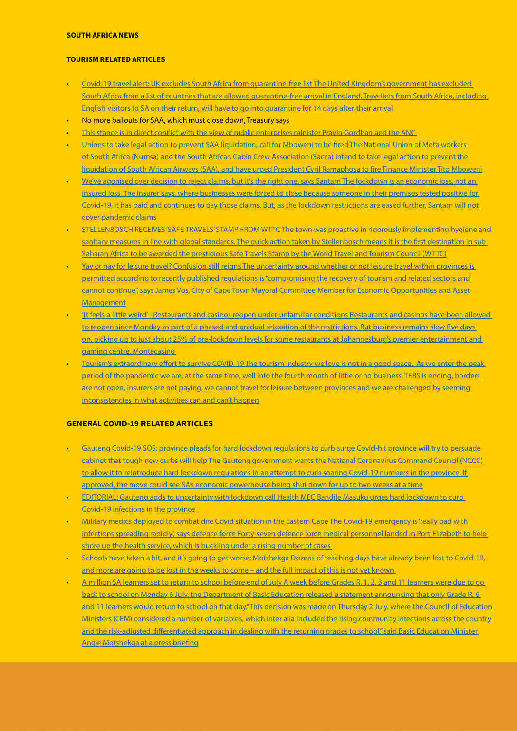**SOUTH AFRICA NEWS**

**TOURISM RELATED ARTICLES**

- Covid-19 travel alert: UK excludes South Africa from quarantine-free list The United Kingdom's government has excluded South Africa from a list of countries that are allowed quarantine-free arrival in England. Travellers from South Africa, including English visitors to SA on their return, will have to go into quarantine for 14 days after their arrival
- No more bailouts for SAA, which must close down, Treasury says
- This stance is in direct conflict with the view of public enterprises minister Pravin Gordhan and the ANC
- Unions to take legal action to prevent SAA liquidation; call for Mboweni to be fired The National Union of Metalworkers of South Africa (Numsa) and the South African Cabin Crew Association (Sacca) intend to take legal action to prevent the liquidation of South African Airways (SAA), and have urged President Cyril Ramaphosa to fire Finance Minister Tito Mboweni
- We've agonised over decision to reject claims, but it's the right one, says Santam The lockdown is an economic loss, not an insured loss. The insurer says, where businesses were forced to close because someone in their premises tested positive for Covid-19, it has paid and continues to pay those claims. But, as the lockdown restrictions are eased further, Santam will not cover pandemic claims
- STELLENBOSCH RECEIVES 'SAFE TRAVELS' STAMP FROM WTTC The town was proactive in rigorously implementing hygiene and sanitary measures in line with global standards. The quick action taken by Stellenbosch means it is the first destination in sub Saharan Africa to be awarded the prestigious Safe Travels Stamp by the World Travel and Tourism Council (WTTC)
- Yay or nay for leisure travel? Confusion still reigns The uncertainty around whether or not leisure travel within provinces is permitted according to recently published regulations is "compromising the recovery of tourism and related sectors and cannot continue", says James Vos, City of Cape Town Mayoral Committee Member for Economic Opportunities and Asset Management
- 'It feels a little weird' - Restaurants and casinos reopen under unfamiliar conditions Restaurants and casinos have been allowed to reopen since Monday as part of a phased and gradual relaxation of the restrictions. But business remains slow five days on, picking up to just about 25% of pre-lockdown levels for some restaurants at Johannesburg's premier entertainment and gaming centre, Montecasino
- Tourism's extraordinary effort to survive COVID-19 The tourism industry we love is not in a good space. As we enter the peak period of the pandemic we are, at the same time, well into the fourth month of little or no business. TERS is ending, borders are not open, insurers are not paying, we cannot travel for leisure between provinces and we are challenged by seeming inconsistencies in what activities can and can't happen

**GENERAL COVID-19 RELATED ARTICLES**

- Gauteng Covid-19 SOS: province pleads for hard lockdown regulations to curb surge Covid-hit province will try to persuade cabinet that tough new curbs will help The Gauteng government wants the National Coronavirus Command Council (NCCC) to allow it to reintroduce hard lockdown regulations in an attempt to curb soaring Covid-19 numbers in the province. If approved, the move could see SA's economic powerhouse being shut down for up to two weeks at a time
- EDITORIAL: Gauteng adds to uncertainty with lockdown call Health MEC Bandile Masuku urges hard lockdown to curb Covid-19 infections in the province
- Military medics deployed to combat dire Covid situation in the Eastern Cape The Covid-19 emergency is 'really bad with infections spreading rapidly', says defence force Forty-seven defence force medical personnel landed in Port Elizabeth to help shore up the health service, which is buckling under a rising number of cases
- Schools have taken a hit, and it's going to get worse: Motshekga Dozens of teaching days have already been lost to Covid-19, and more are going to be lost in the weeks to come – and the full impact of this is not yet known
- A million SA learners set to return to school before end of July A week before Grades R, 1, 2, 3 and 11 learners were due to go back to school on Monday 6 July, the Department of Basic Education released a statement announcing that only Grade R, 6 and 11 learners would return to school on that day."This decision was made on Thursday 2 July, where the Council of Education Ministers (CEM) considered a number of variables, which inter alia included the rising community infections across the country and the risk-adjusted differentiated approach in dealing with the returning grades to school," said Basic Education Minister Angie Motshekga at a press briefing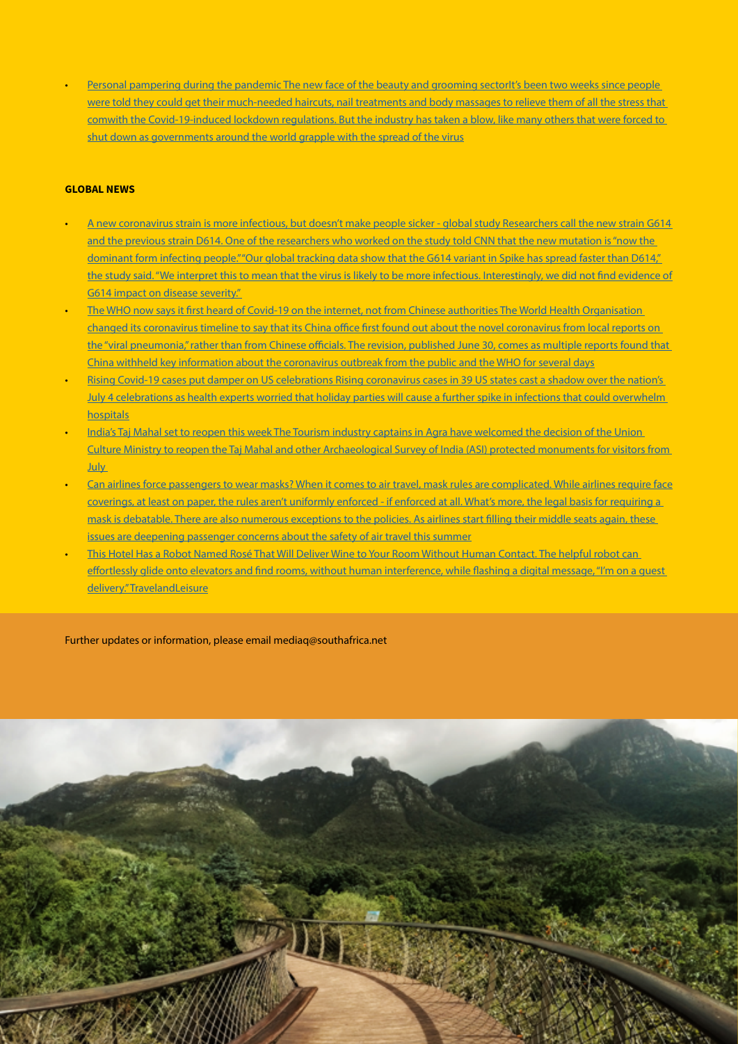- Personal pampering during the pandemic The new face of the beauty and grooming sectorIt's been two weeks since people were told they could get their much-needed haircuts, nail treatments and body massages to relieve them of all the stress that comwith the Covid-19-induced lockdown regulations. But the industry has taken a blow, like many others that were forced to shut down as governments around the world grapple with the spread of the virus

**GLOBAL NEWS**

- A new coronavirus strain is more infectious, but doesn't make people sicker - global study Researchers call the new strain G614 and the previous strain D614. One of the researchers who worked on the study told CNN that the new mutation is "now the dominant form infecting people." "Our global tracking data show that the G614 variant in Spike has spread faster than D614," the study said. "We interpret this to mean that the virus is likely to be more infectious. Interestingly, we did not find evidence of G614 impact on disease severity."
- The WHO now says it first heard of Covid-19 on the internet, not from Chinese authorities The World Health Organisation changed its coronavirus timeline to say that its China office first found out about the novel coronavirus from local reports on the "viral pneumonia," rather than from Chinese officials. The revision, published June 30, comes as multiple reports found that China withheld key information about the coronavirus outbreak from the public and the WHO for several days
- Rising Covid-19 cases put damper on US celebrations Rising coronavirus cases in 39 US states cast a shadow over the nation's July 4 celebrations as health experts worried that holiday parties will cause a further spike in infections that could overwhelm hospitals
- India's Taj Mahal set to reopen this week The Tourism industry captains in Agra have welcomed the decision of the Union Culture Ministry to reopen the Taj Mahal and other Archaeological Survey of India (ASI) protected monuments for visitors from July
- Can airlines force passengers to wear masks? When it comes to air travel, mask rules are complicated. While airlines require face coverings, at least on paper, the rules aren't uniformly enforced - if enforced at all. What's more, the legal basis for requiring a mask is debatable. There are also numerous exceptions to the policies. As airlines start filling their middle seats again, these issues are deepening passenger concerns about the safety of air travel this summer
- This Hotel Has a Robot Named Rosé That Will Deliver Wine to Your Room Without Human Contact. The helpful robot can effortlessly glide onto elevators and find rooms, without human interference, while flashing a digital message, "I'm on a guest delivery." TravelandLeisure

Further updates or information, please email mediaq@southafrica.net